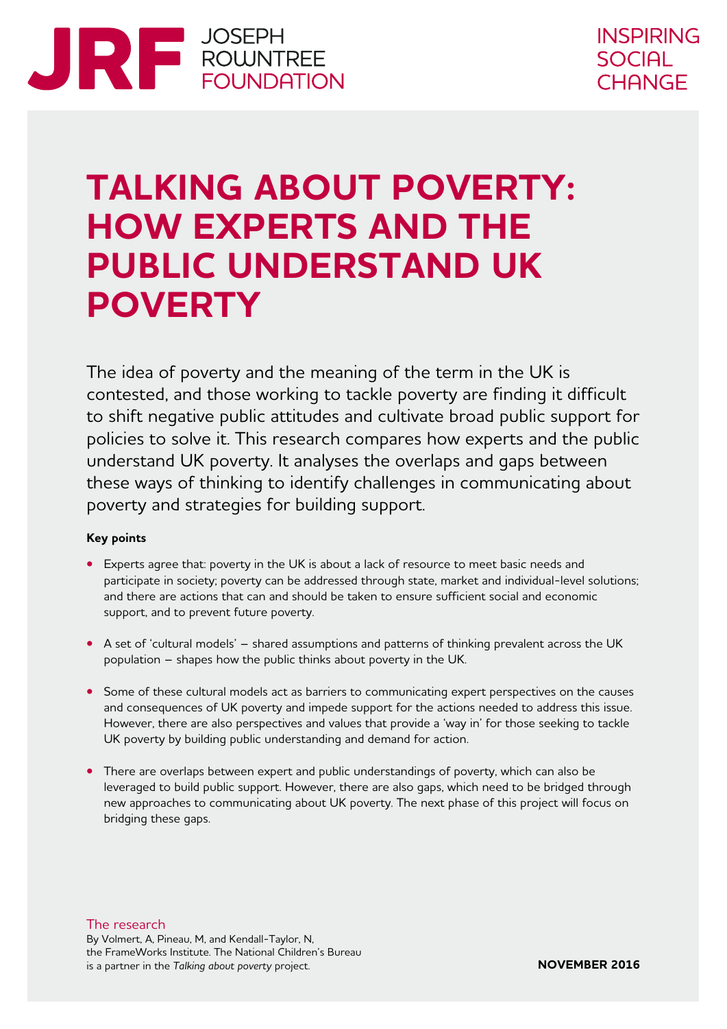JRF JOSEPH ROWNTREE FOUNDATION

INSPIRING SOCIAL CHANGE

# TALKING ABOUT POVERTY: HOW EXPERTS AND THE PUBLIC UNDERSTAND UK POVERTY

The idea of poverty and the meaning of the term in the UK is contested, and those working to tackle poverty are finding it difficult to shift negative public attitudes and cultivate broad public support for policies to solve it. This research compares how experts and the public understand UK poverty. It analyses the overlaps and gaps between these ways of thinking to identify challenges in communicating about poverty and strategies for building support.

**Key points**

- Experts agree that: poverty in the UK is about a lack of resource to meet basic needs and participate in society; poverty can be addressed through state, market and individual-level solutions; and there are actions that can and should be taken to ensure sufficient social and economic support, and to prevent future poverty.
- A set of 'cultural models' – shared assumptions and patterns of thinking prevalent across the UK population – shapes how the public thinks about poverty in the UK.
- Some of these cultural models act as barriers to communicating expert perspectives on the causes and consequences of UK poverty and impede support for the actions needed to address this issue. However, there are also perspectives and values that provide a 'way in' for those seeking to tackle UK poverty by building public understanding and demand for action.
- There are overlaps between expert and public understandings of poverty, which can also be leveraged to build public support. However, there are also gaps, which need to be bridged through new approaches to communicating about UK poverty. The next phase of this project will focus on bridging these gaps.

The research

By Volmert, A, Pineau, M, and Kendall-Taylor, N, the FrameWorks Institute. The National Children's Bureau is a partner in the *Talking about poverty* project.

**NOVEMBER 2016**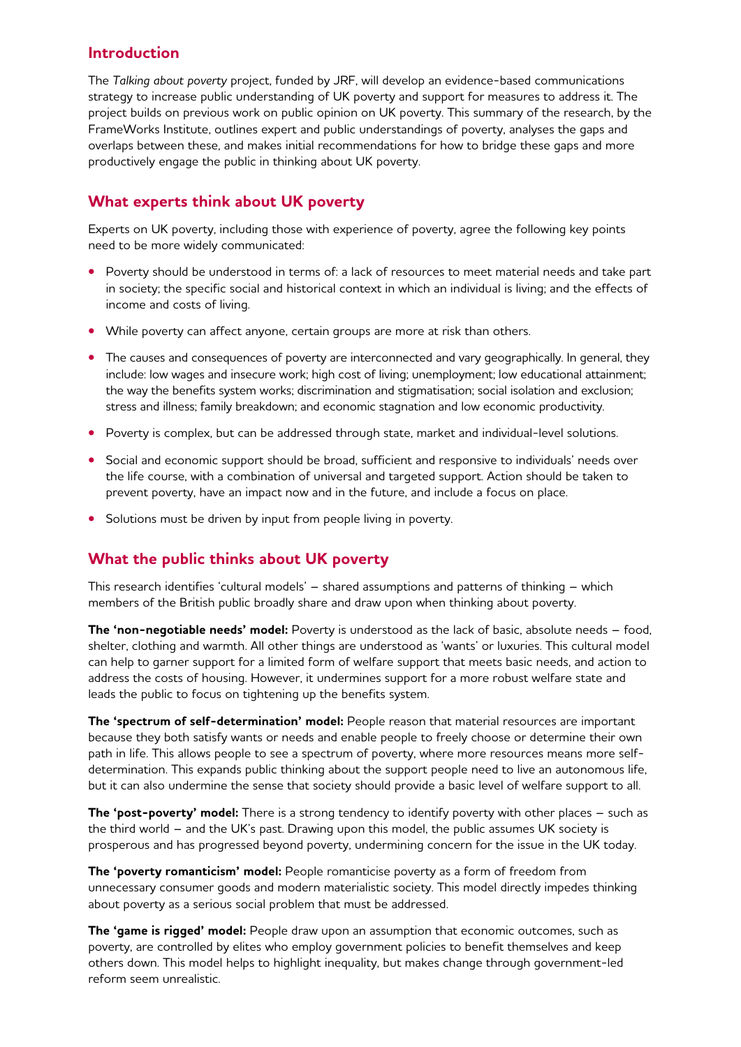## Introduction

The *Talking about poverty* project, funded by JRF, will develop an evidence-based communications strategy to increase public understanding of UK poverty and support for measures to address it. The project builds on previous work on public opinion on UK poverty. This summary of the research, by the FrameWorks Institute, outlines expert and public understandings of poverty, analyses the gaps and overlaps between these, and makes initial recommendations for how to bridge these gaps and more productively engage the public in thinking about UK poverty.

## What experts think about UK poverty

Experts on UK poverty, including those with experience of poverty, agree the following key points need to be more widely communicated:

- Poverty should be understood in terms of: a lack of resources to meet material needs and take part in society; the specific social and historical context in which an individual is living; and the effects of income and costs of living.
- While poverty can affect anyone, certain groups are more at risk than others.
- The causes and consequences of poverty are interconnected and vary geographically. In general, they include: low wages and insecure work; high cost of living; unemployment; low educational attainment; the way the benefits system works; discrimination and stigmatisation; social isolation and exclusion; stress and illness; family breakdown; and economic stagnation and low economic productivity.
- Poverty is complex, but can be addressed through state, market and individual-level solutions.
- Social and economic support should be broad, sufficient and responsive to individuals' needs over the life course, with a combination of universal and targeted support. Action should be taken to prevent poverty, have an impact now and in the future, and include a focus on place.
- Solutions must be driven by input from people living in poverty.

## What the public thinks about UK poverty

This research identifies 'cultural models' – shared assumptions and patterns of thinking – which members of the British public broadly share and draw upon when thinking about poverty.

**The 'non-negotiable needs' model:** Poverty is understood as the lack of basic, absolute needs – food, shelter, clothing and warmth. All other things are understood as 'wants' or luxuries. This cultural model can help to garner support for a limited form of welfare support that meets basic needs, and action to address the costs of housing. However, it undermines support for a more robust welfare state and leads the public to focus on tightening up the benefits system.

**The 'spectrum of self-determination' model:** People reason that material resources are important because they both satisfy wants or needs and enable people to freely choose or determine their own path in life. This allows people to see a spectrum of poverty, where more resources means more self-determination. This expands public thinking about the support people need to live an autonomous life, but it can also undermine the sense that society should provide a basic level of welfare support to all.

**The 'post-poverty' model:** There is a strong tendency to identify poverty with other places – such as the third world – and the UK's past. Drawing upon this model, the public assumes UK society is prosperous and has progressed beyond poverty, undermining concern for the issue in the UK today.

**The 'poverty romanticism' model:** People romanticise poverty as a form of freedom from unnecessary consumer goods and modern materialistic society. This model directly impedes thinking about poverty as a serious social problem that must be addressed.

**The 'game is rigged' model:** People draw upon an assumption that economic outcomes, such as poverty, are controlled by elites who employ government policies to benefit themselves and keep others down. This model helps to highlight inequality, but makes change through government-led reform seem unrealistic.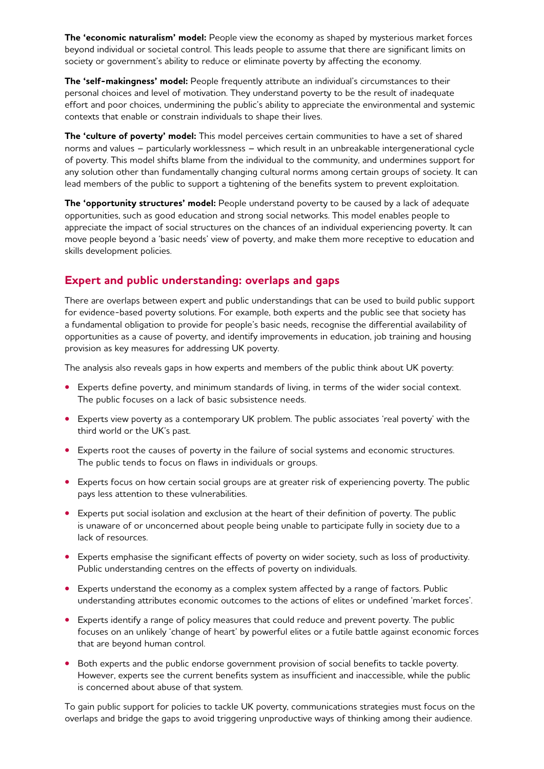**The 'economic naturalism' model:** People view the economy as shaped by mysterious market forces beyond individual or societal control. This leads people to assume that there are significant limits on society or government's ability to reduce or eliminate poverty by affecting the economy.

**The 'self-makingness' model:** People frequently attribute an individual's circumstances to their personal choices and level of motivation. They understand poverty to be the result of inadequate effort and poor choices, undermining the public's ability to appreciate the environmental and systemic contexts that enable or constrain individuals to shape their lives.

**The 'culture of poverty' model:** This model perceives certain communities to have a set of shared norms and values – particularly worklessness – which result in an unbreakable intergenerational cycle of poverty. This model shifts blame from the individual to the community, and undermines support for any solution other than fundamentally changing cultural norms among certain groups of society. It can lead members of the public to support a tightening of the benefits system to prevent exploitation.

**The 'opportunity structures' model:** People understand poverty to be caused by a lack of adequate opportunities, such as good education and strong social networks. This model enables people to appreciate the impact of social structures on the chances of an individual experiencing poverty. It can move people beyond a 'basic needs' view of poverty, and make them more receptive to education and skills development policies.

## Expert and public understanding: overlaps and gaps

There are overlaps between expert and public understandings that can be used to build public support for evidence-based poverty solutions. For example, both experts and the public see that society has a fundamental obligation to provide for people's basic needs, recognise the differential availability of opportunities as a cause of poverty, and identify improvements in education, job training and housing provision as key measures for addressing UK poverty.

The analysis also reveals gaps in how experts and members of the public think about UK poverty:

- Experts define poverty, and minimum standards of living, in terms of the wider social context. The public focuses on a lack of basic subsistence needs.
- Experts view poverty as a contemporary UK problem. The public associates 'real poverty' with the third world or the UK's past.
- Experts root the causes of poverty in the failure of social systems and economic structures. The public tends to focus on flaws in individuals or groups.
- Experts focus on how certain social groups are at greater risk of experiencing poverty. The public pays less attention to these vulnerabilities.
- Experts put social isolation and exclusion at the heart of their definition of poverty. The public is unaware of or unconcerned about people being unable to participate fully in society due to a lack of resources.
- Experts emphasise the significant effects of poverty on wider society, such as loss of productivity. Public understanding centres on the effects of poverty on individuals.
- Experts understand the economy as a complex system affected by a range of factors. Public understanding attributes economic outcomes to the actions of elites or undefined 'market forces'.
- Experts identify a range of policy measures that could reduce and prevent poverty. The public focuses on an unlikely 'change of heart' by powerful elites or a futile battle against economic forces that are beyond human control.
- Both experts and the public endorse government provision of social benefits to tackle poverty. However, experts see the current benefits system as insufficient and inaccessible, while the public is concerned about abuse of that system.

To gain public support for policies to tackle UK poverty, communications strategies must focus on the overlaps and bridge the gaps to avoid triggering unproductive ways of thinking among their audience.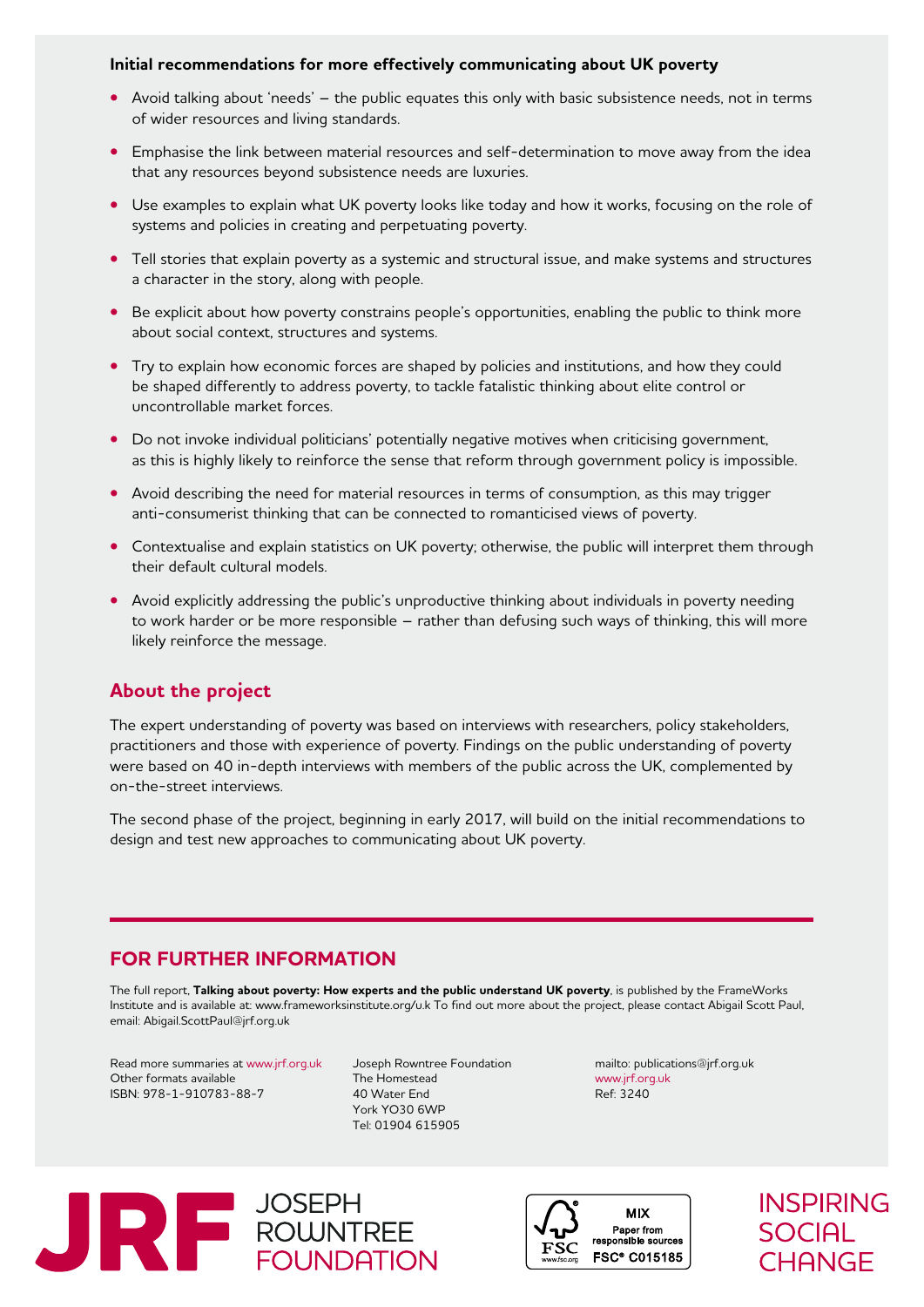**Initial recommendations for more effectively communicating about UK poverty**

- Avoid talking about 'needs' – the public equates this only with basic subsistence needs, not in terms of wider resources and living standards.
- Emphasise the link between material resources and self-determination to move away from the idea that any resources beyond subsistence needs are luxuries.
- Use examples to explain what UK poverty looks like today and how it works, focusing on the role of systems and policies in creating and perpetuating poverty.
- Tell stories that explain poverty as a systemic and structural issue, and make systems and structures a character in the story, along with people.
- Be explicit about how poverty constrains people's opportunities, enabling the public to think more about social context, structures and systems.
- Try to explain how economic forces are shaped by policies and institutions, and how they could be shaped differently to address poverty, to tackle fatalistic thinking about elite control or uncontrollable market forces.
- Do not invoke individual politicians' potentially negative motives when criticising government, as this is highly likely to reinforce the sense that reform through government policy is impossible.
- Avoid describing the need for material resources in terms of consumption, as this may trigger anti-consumerist thinking that can be connected to romanticised views of poverty.
- Contextualise and explain statistics on UK poverty; otherwise, the public will interpret them through their default cultural models.
- Avoid explicitly addressing the public's unproductive thinking about individuals in poverty needing to work harder or be more responsible – rather than defusing such ways of thinking, this will more likely reinforce the message.

## About the project

The expert understanding of poverty was based on interviews with researchers, policy stakeholders, practitioners and those with experience of poverty. Findings on the public understanding of poverty were based on 40 in-depth interviews with members of the public across the UK, complemented by on-the-street interviews.

The second phase of the project, beginning in early 2017, will build on the initial recommendations to design and test new approaches to communicating about UK poverty.

## FOR FURTHER INFORMATION

The full report, **Talking about poverty: How experts and the public understand UK poverty**, is published by the FrameWorks Institute and is available at: www.frameworksinstitute.org/u.k To find out more about the project, please contact Abigail Scott Paul, email: Abigail.ScottPaul@jrf.org.uk

Read more summaries at www.jrf.org.uk
Other formats available
ISBN: 978-1-910783-88-7

Joseph Rowntree Foundation
The Homestead
40 Water End
York YO30 6WP
Tel: 01904 615905

mailto: publications@jrf.org.uk
www.jrf.org.uk
Ref: 3240

JRF JOSEPH ROWNTREE FOUNDATION

MIX
Paper from responsible sources
FSC® C015185

INSPIRING SOCIAL CHANGE